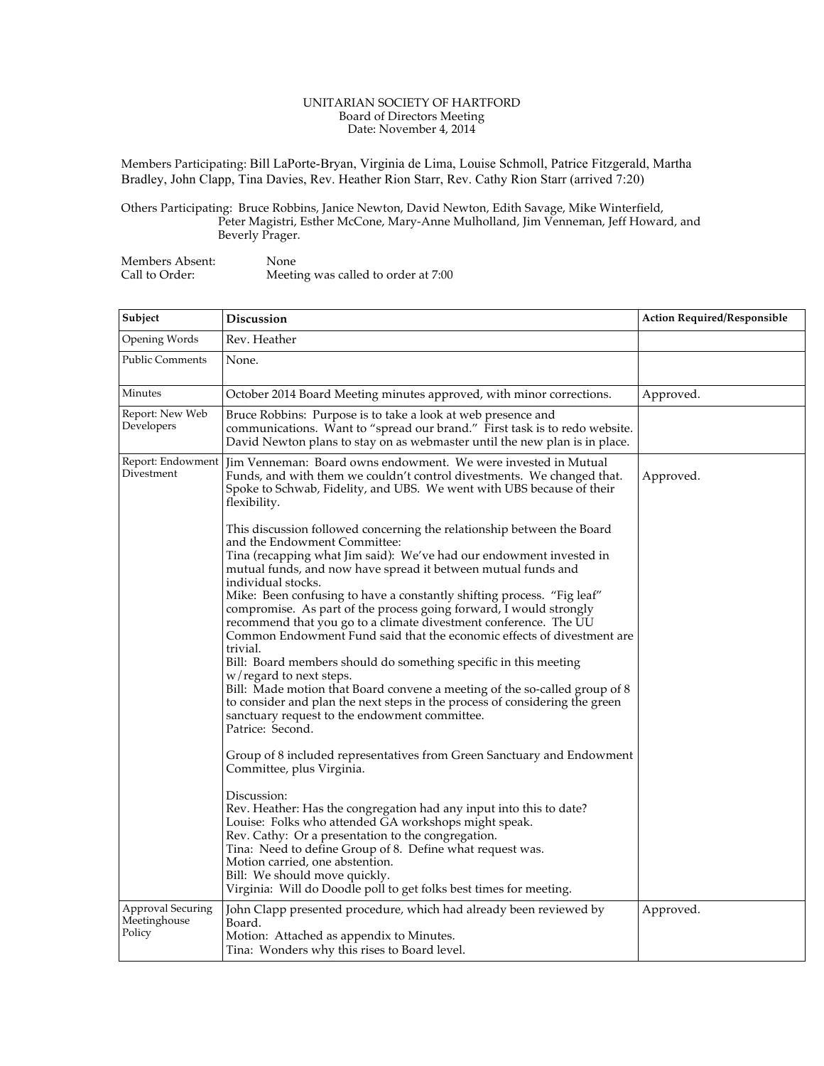UNITARIAN SOCIETY OF HARTFORD
Board of Directors Meeting
Date: November 4, 2014

Members Participating: Bill LaPorte-Bryan, Virginia de Lima, Louise Schmoll, Patrice Fitzgerald, Martha Bradley, John Clapp, Tina Davies, Rev. Heather Rion Starr, Rev. Cathy Rion Starr (arrived 7:20)

Others Participating: Bruce Robbins, Janice Newton, David Newton, Edith Savage, Mike Winterfield, Peter Magistri, Esther McCone, Mary-Anne Mulholland, Jim Venneman, Jeff Howard, and Beverly Prager.

Members Absent: None
Call to Order: Meeting was called to order at 7:00

| Subject | Discussion | Action Required/Responsible |
|---|---|---|
| Opening Words | Rev. Heather | |
| Public Comments | None. | |
| Minutes | October 2014 Board Meeting minutes approved, with minor corrections. | Approved. |
| Report: New Web Developers | Bruce Robbins: Purpose is to take a look at web presence and communications. Want to "spread our brand." First task is to redo website. David Newton plans to stay on as webmaster until the new plan is in place. | |
| Report: Endowment Divestment | Jim Venneman: Board owns endowment. We were invested in Mutual Funds, and with them we couldn't control divestments. We changed that. Spoke to Schwab, Fidelity, and UBS. We went with UBS because of their flexibility.<br><br>This discussion followed concerning the relationship between the Board and the Endowment Committee:<br>Tina (recapping what Jim said): We've had our endowment invested in mutual funds, and now have spread it between mutual funds and individual stocks.<br>Mike: Been confusing to have a constantly shifting process. "Fig leaf" compromise. As part of the process going forward, I would strongly recommend that you go to a climate divestment conference. The UU Common Endowment Fund said that the economic effects of divestment are trivial.<br>Bill: Board members should do something specific in this meeting w/regard to next steps.<br>Bill: Made motion that Board convene a meeting of the so-called group of 8 to consider and plan the next steps in the process of considering the green sanctuary request to the endowment committee.<br>Patrice: Second.<br><br>Group of 8 included representatives from Green Sanctuary and Endowment Committee, plus Virginia.<br><br>Discussion:<br>Rev. Heather: Has the congregation had any input into this to date?<br>Louise: Folks who attended GA workshops might speak.<br>Rev. Cathy: Or a presentation to the congregation.<br>Tina: Need to define Group of 8. Define what request was.<br>Motion carried, one abstention.<br>Bill: We should move quickly.<br>Virginia: Will do Doodle poll to get folks best times for meeting. | Approved. |
| Approval Securing Meetinghouse Policy | John Clapp presented procedure, which had already been reviewed by Board.<br>Motion: Attached as appendix to Minutes.<br>Tina: Wonders why this rises to Board level. | Approved. |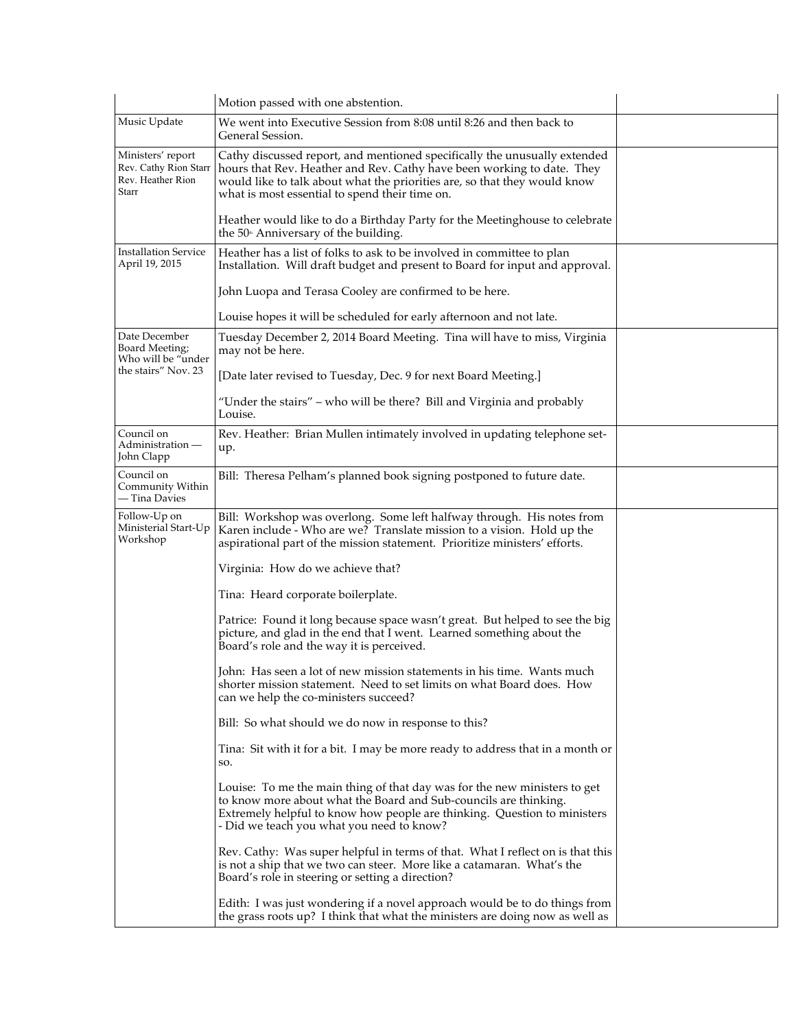| | | |
|---|---|---|
| | Motion passed with one abstention. | |
| Music Update | We went into Executive Session from 8:08 until 8:26 and then back to General Session. | |
| Ministers' report Rev. Cathy Rion Starr Rev. Heather Rion Starr | Cathy discussed report, and mentioned specifically the unusually extended hours that Rev. Heather and Rev. Cathy have been working to date. They would like to talk about what the priorities are, so that they would know what is most essential to spend their time on.<br><br>Heather would like to do a Birthday Party for the Meetinghouse to celebrate the 50th Anniversary of the building. | |
| Installation Service April 19, 2015 | Heather has a list of folks to ask to be involved in committee to plan Installation. Will draft budget and present to Board for input and approval.<br><br>John Luopa and Terasa Cooley are confirmed to be here.<br><br>Louise hopes it will be scheduled for early afternoon and not late. | |
| Date December Board Meeting; Who will be "under the stairs" Nov. 23 | Tuesday December 2, 2014 Board Meeting. Tina will have to miss, Virginia may not be here.<br><br>[Date later revised to Tuesday, Dec. 9 for next Board Meeting.]<br><br>"Under the stairs" – who will be there? Bill and Virginia and probably Louise. | |
| Council on Administration — John Clapp | Rev. Heather: Brian Mullen intimately involved in updating telephone set-up. | |
| Council on Community Within — Tina Davies | Bill: Theresa Pelham's planned book signing postponed to future date. | |
| Follow-Up on Ministerial Start-Up Workshop | Bill: Workshop was overlong. Some left halfway through. His notes from Karen include - Who are we? Translate mission to a vision. Hold up the aspirational part of the mission statement. Prioritize ministers' efforts.<br><br>Virginia: How do we achieve that?<br><br>Tina: Heard corporate boilerplate.<br><br>Patrice: Found it long because space wasn't great. But helped to see the big picture, and glad in the end that I went. Learned something about the Board's role and the way it is perceived.<br><br>John: Has seen a lot of new mission statements in his time. Wants much shorter mission statement. Need to set limits on what Board does. How can we help the co-ministers succeed?<br><br>Bill: So what should we do now in response to this?<br><br>Tina: Sit with it for a bit. I may be more ready to address that in a month or so.<br><br>Louise: To me the main thing of that day was for the new ministers to get to know more about what the Board and Sub-councils are thinking. Extremely helpful to know how people are thinking. Question to ministers - Did we teach you what you need to know?<br><br>Rev. Cathy: Was super helpful in terms of that. What I reflect on is that this is not a ship that we two can steer. More like a catamaran. What's the Board's role in steering or setting a direction?<br><br>Edith: I was just wondering if a novel approach would be to do things from the grass roots up? I think that what the ministers are doing now as well as | |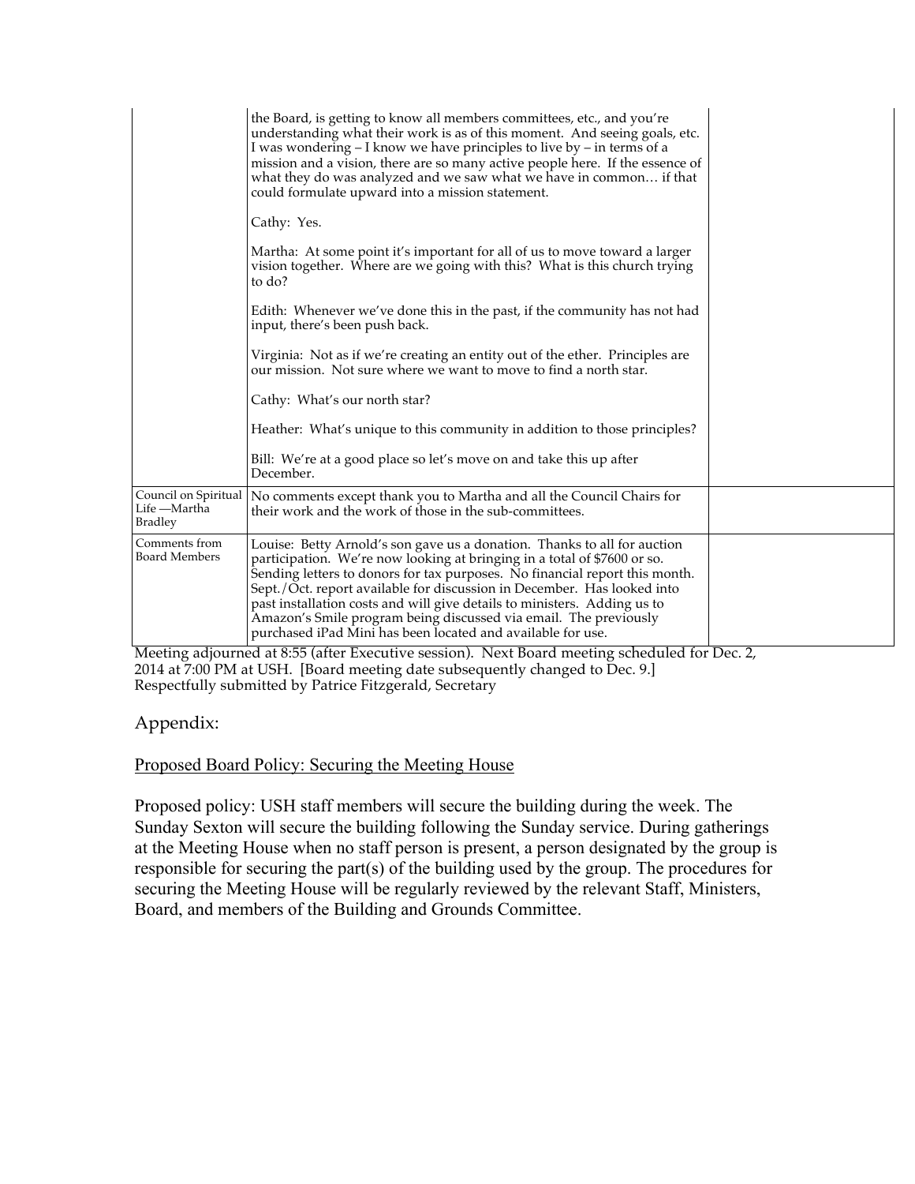| | | |
|---|---|---|
| | the Board, is getting to know all members committees, etc., and you're understanding what their work is as of this moment. And seeing goals, etc. I was wondering – I know we have principles to live by – in terms of a mission and a vision, there are so many active people here. If the essence of what they do was analyzed and we saw what we have in common… if that could formulate upward into a mission statement.<br><br>Cathy: Yes.<br><br>Martha: At some point it's important for all of us to move toward a larger vision together. Where are we going with this? What is this church trying to do?<br><br>Edith: Whenever we've done this in the past, if the community has not had input, there's been push back.<br><br>Virginia: Not as if we're creating an entity out of the ether. Principles are our mission. Not sure where we want to move to find a north star.<br><br>Cathy: What's our north star?<br><br>Heather: What's unique to this community in addition to those principles?<br><br>Bill: We're at a good place so let's move on and take this up after December. | |
| Council on Spiritual Life —Martha Bradley | No comments except thank you to Martha and all the Council Chairs for their work and the work of those in the sub-committees. | |
| Comments from Board Members | Louise: Betty Arnold's son gave us a donation. Thanks to all for auction participation. We're now looking at bringing in a total of $7600 or so. Sending letters to donors for tax purposes. No financial report this month. Sept./Oct. report available for discussion in December. Has looked into past installation costs and will give details to ministers. Adding us to Amazon's Smile program being discussed via email. The previously purchased iPad Mini has been located and available for use. | |

Meeting adjourned at 8:55 (after Executive session). Next Board meeting scheduled for Dec. 2, 2014 at 7:00 PM at USH. [Board meeting date subsequently changed to Dec. 9.]
Respectfully submitted by Patrice Fitzgerald, Secretary

## Appendix:

Proposed Board Policy: Securing the Meeting House

Proposed policy: USH staff members will secure the building during the week. The Sunday Sexton will secure the building following the Sunday service. During gatherings at the Meeting House when no staff person is present, a person designated by the group is responsible for securing the part(s) of the building used by the group. The procedures for securing the Meeting House will be regularly reviewed by the relevant Staff, Ministers, Board, and members of the Building and Grounds Committee.